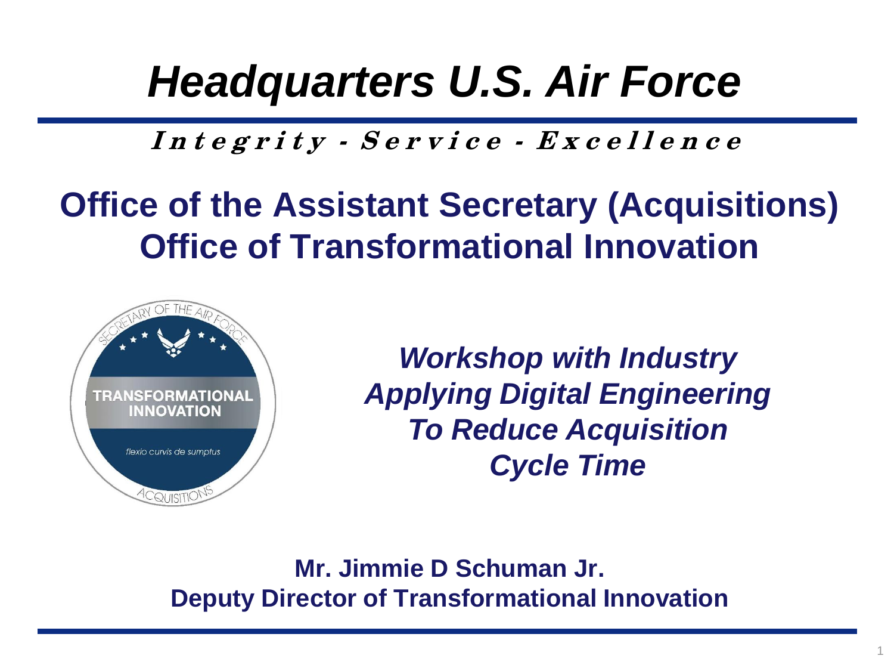# *Headquarters U.S. Air Force*

***Integrity - Service - Excellence***

## Office of the Assistant Secretary (Acquisitions)
## Office of Transformational Innovation

***Workshop with Industry***
***Applying Digital Engineering***
***To Reduce Acquisition***
***Cycle Time***

**Mr. Jimmie D Schuman Jr.**
**Deputy Director of Transformational Innovation**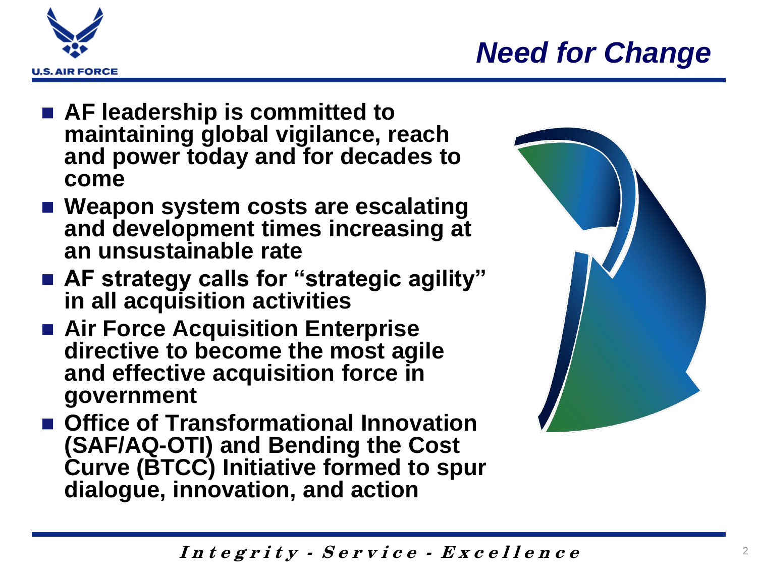# Need for Change

- **AF leadership is committed to maintaining global vigilance, reach and power today and for decades to come**
- **Weapon system costs are escalating and development times increasing at an unsustainable rate**
- **AF strategy calls for "strategic agility" in all acquisition activities**
- **Air Force Acquisition Enterprise directive to become the most agile and effective acquisition force in government**
- **Office of Transformational Innovation (SAF/AQ-OTI) and Bending the Cost Curve (BTCC) Initiative formed to spur dialogue, innovation, and action**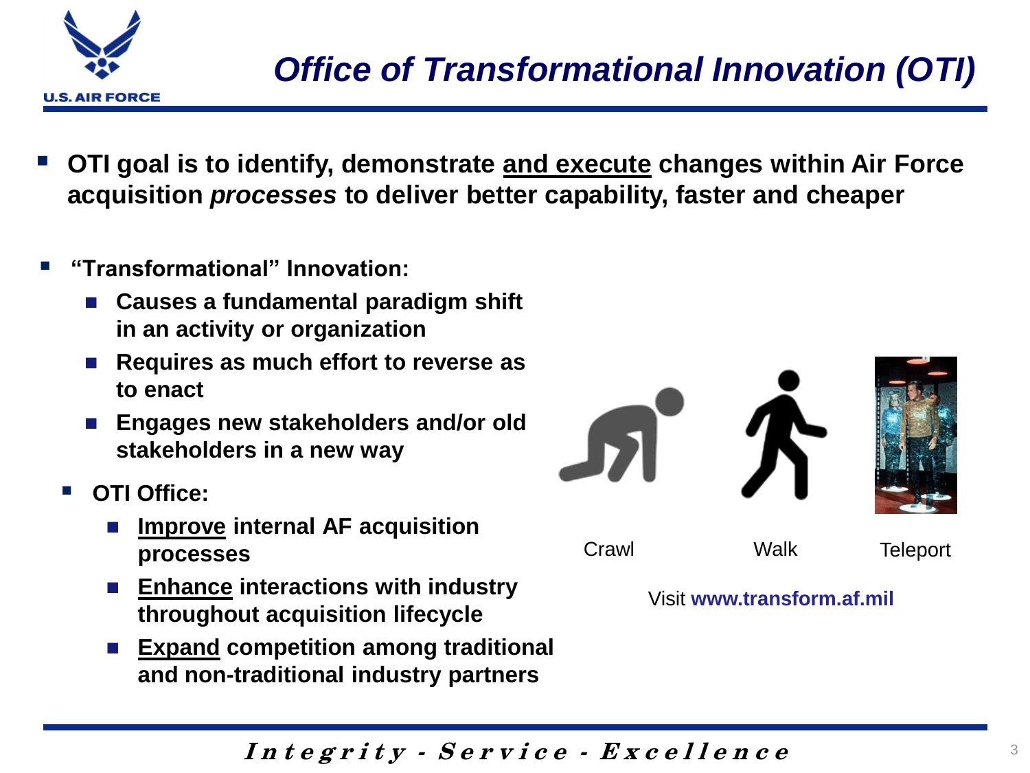# Office of Transformational Innovation (OTI)

- **OTI goal is to identify, demonstrate <u>and execute</u> changes within Air Force acquisition *processes* to deliver better capability, faster and cheaper**

- **"Transformational" Innovation:**
  - **Causes a fundamental paradigm shift in an activity or organization**
  - **Requires as much effort to reverse as to enact**
  - **Engages new stakeholders and/or old stakeholders in a new way**

- **OTI Office:**
  - **<u>Improve</u> internal AF acquisition processes**
  - **<u>Enhance</u> interactions with industry throughout acquisition lifecycle**
  - **<u>Expand</u> competition among traditional and non-traditional industry partners**

Crawl — Walk — Teleport

Visit **www.transform.af.mil**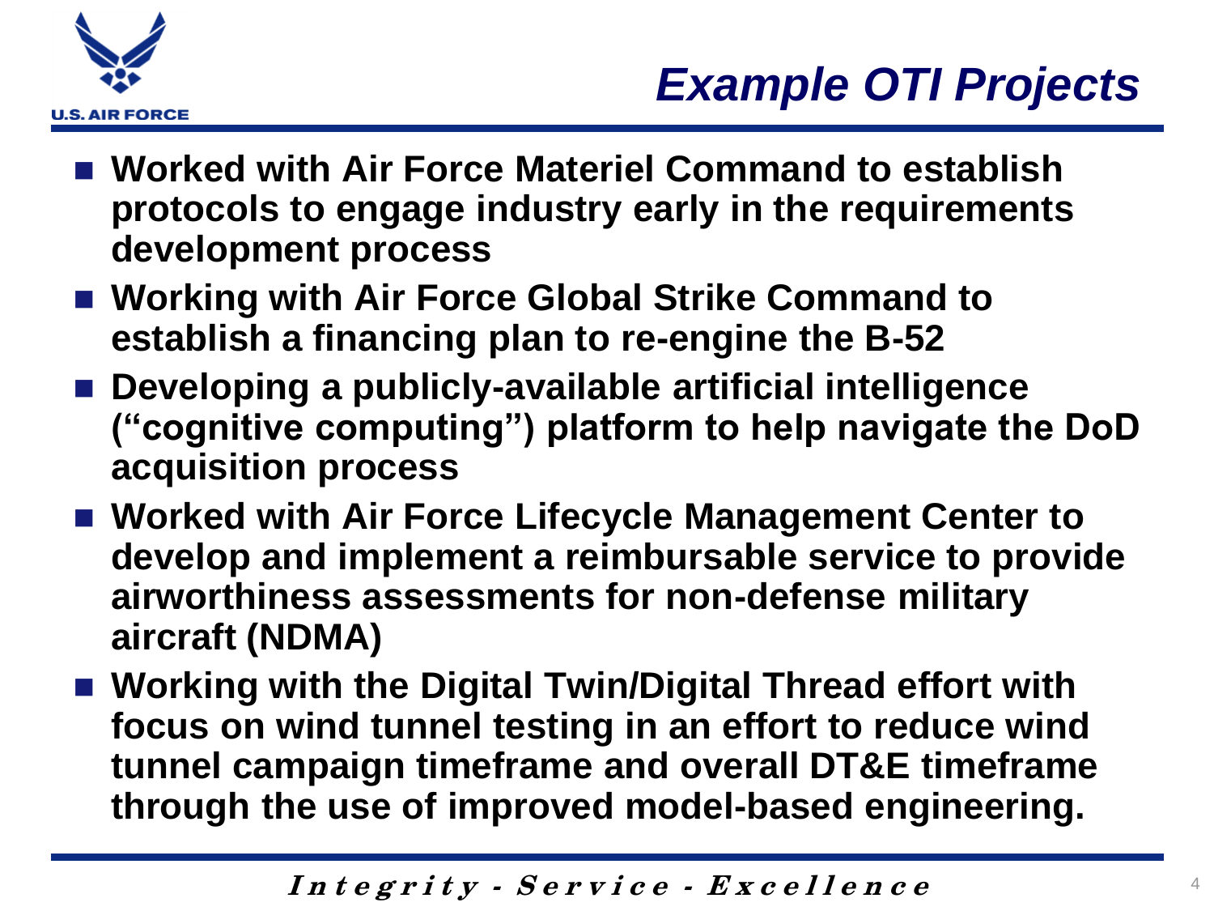# *Example OTI Projects*

- **Worked with Air Force Materiel Command to establish protocols to engage industry early in the requirements development process**
- **Working with Air Force Global Strike Command to establish a financing plan to re-engine the B-52**
- **Developing a publicly-available artificial intelligence (“cognitive computing”) platform to help navigate the DoD acquisition process**
- **Worked with Air Force Lifecycle Management Center to develop and implement a reimbursable service to provide airworthiness assessments for non-defense military aircraft (NDMA)**
- **Working with the Digital Twin/Digital Thread effort with focus on wind tunnel testing in an effort to reduce wind tunnel campaign timeframe and overall DT&E timeframe through the use of improved model-based engineering.**